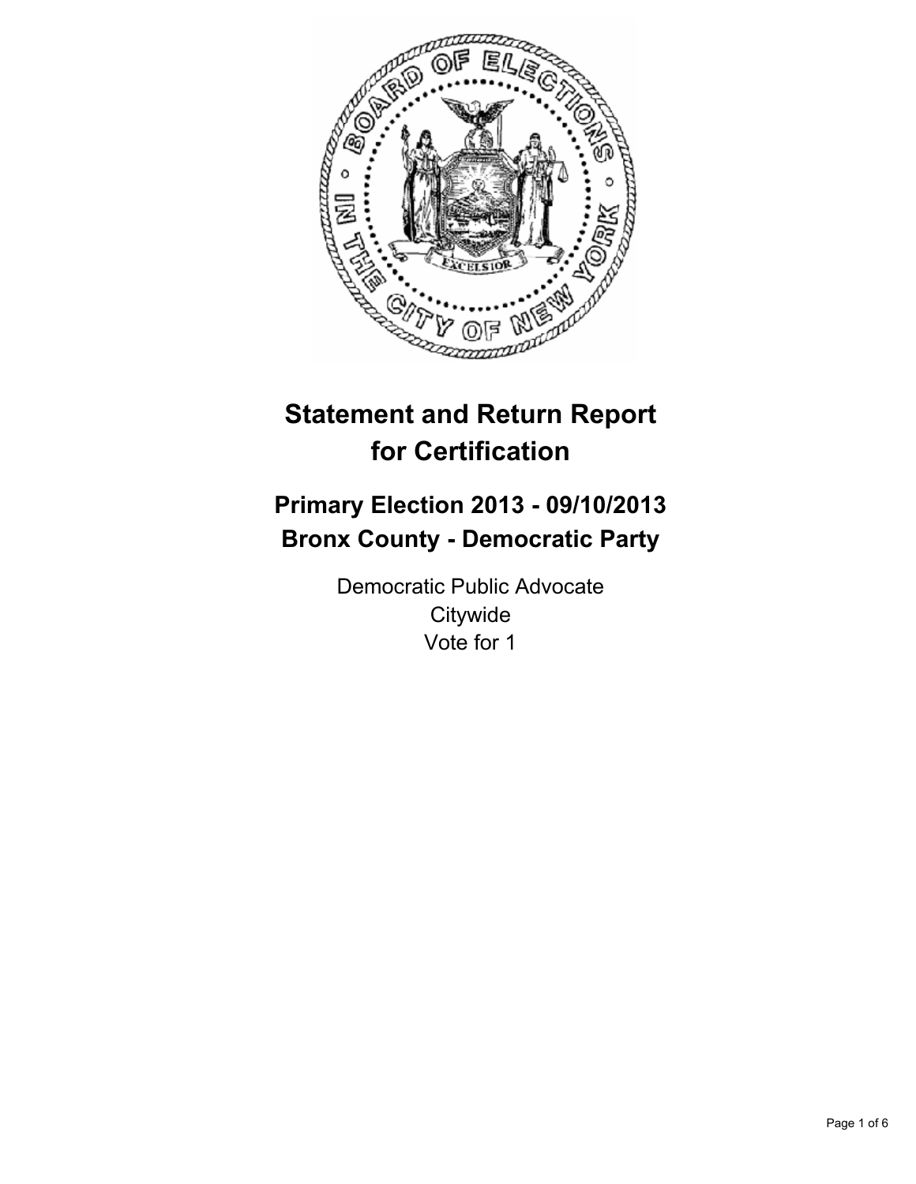# Statement and Return Report for Certification

## Primary Election 2013 - 09/10/2013
## Bronx County - Democratic Party

Democratic Public Advocate
Citywide
Vote for 1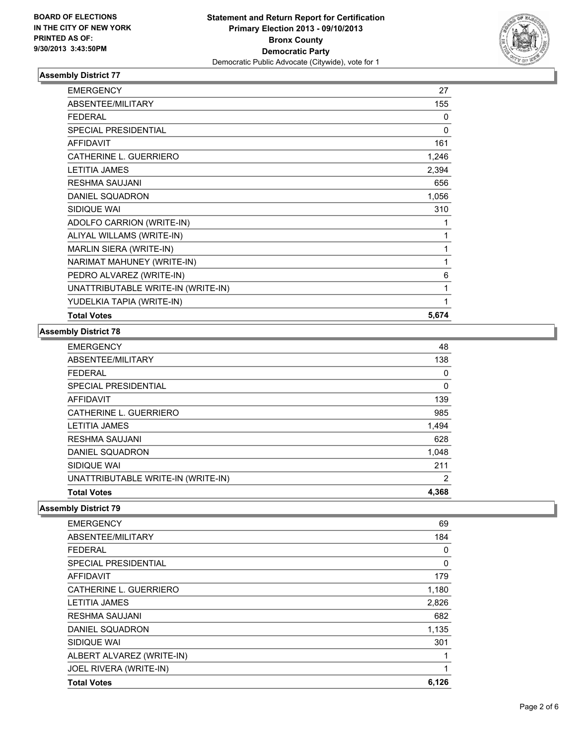**BOARD OF ELECTIONS IN THE CITY OF NEW YORK PRINTED AS OF: 9/30/2013 3:43:50PM**

**Statement and Return Report for Certification**
**Primary Election 2013 - 09/10/2013**
**Bronx County**
**Democratic Party**
Democratic Public Advocate (Citywide), vote for 1

### Assembly District 77

| | |
|---|---|
| EMERGENCY | 27 |
| ABSENTEE/MILITARY | 155 |
| FEDERAL | 0 |
| SPECIAL PRESIDENTIAL | 0 |
| AFFIDAVIT | 161 |
| CATHERINE L. GUERRIERO | 1,246 |
| LETITIA JAMES | 2,394 |
| RESHMA SAUJANI | 656 |
| DANIEL SQUADRON | 1,056 |
| SIDIQUE WAI | 310 |
| ADOLFO CARRION (WRITE-IN) | 1 |
| ALIYAL WILLAMS (WRITE-IN) | 1 |
| MARLIN SIERA (WRITE-IN) | 1 |
| NARIMAT MAHUNEY (WRITE-IN) | 1 |
| PEDRO ALVAREZ (WRITE-IN) | 6 |
| UNATTRIBUTABLE WRITE-IN (WRITE-IN) | 1 |
| YUDELKIA TAPIA (WRITE-IN) | 1 |
| **Total Votes** | **5,674** |

### Assembly District 78

| | |
|---|---|
| EMERGENCY | 48 |
| ABSENTEE/MILITARY | 138 |
| FEDERAL | 0 |
| SPECIAL PRESIDENTIAL | 0 |
| AFFIDAVIT | 139 |
| CATHERINE L. GUERRIERO | 985 |
| LETITIA JAMES | 1,494 |
| RESHMA SAUJANI | 628 |
| DANIEL SQUADRON | 1,048 |
| SIDIQUE WAI | 211 |
| UNATTRIBUTABLE WRITE-IN (WRITE-IN) | 2 |
| **Total Votes** | **4,368** |

### Assembly District 79

| | |
|---|---|
| EMERGENCY | 69 |
| ABSENTEE/MILITARY | 184 |
| FEDERAL | 0 |
| SPECIAL PRESIDENTIAL | 0 |
| AFFIDAVIT | 179 |
| CATHERINE L. GUERRIERO | 1,180 |
| LETITIA JAMES | 2,826 |
| RESHMA SAUJANI | 682 |
| DANIEL SQUADRON | 1,135 |
| SIDIQUE WAI | 301 |
| ALBERT ALVAREZ (WRITE-IN) | 1 |
| JOEL RIVERA (WRITE-IN) | 1 |
| **Total Votes** | **6,126** |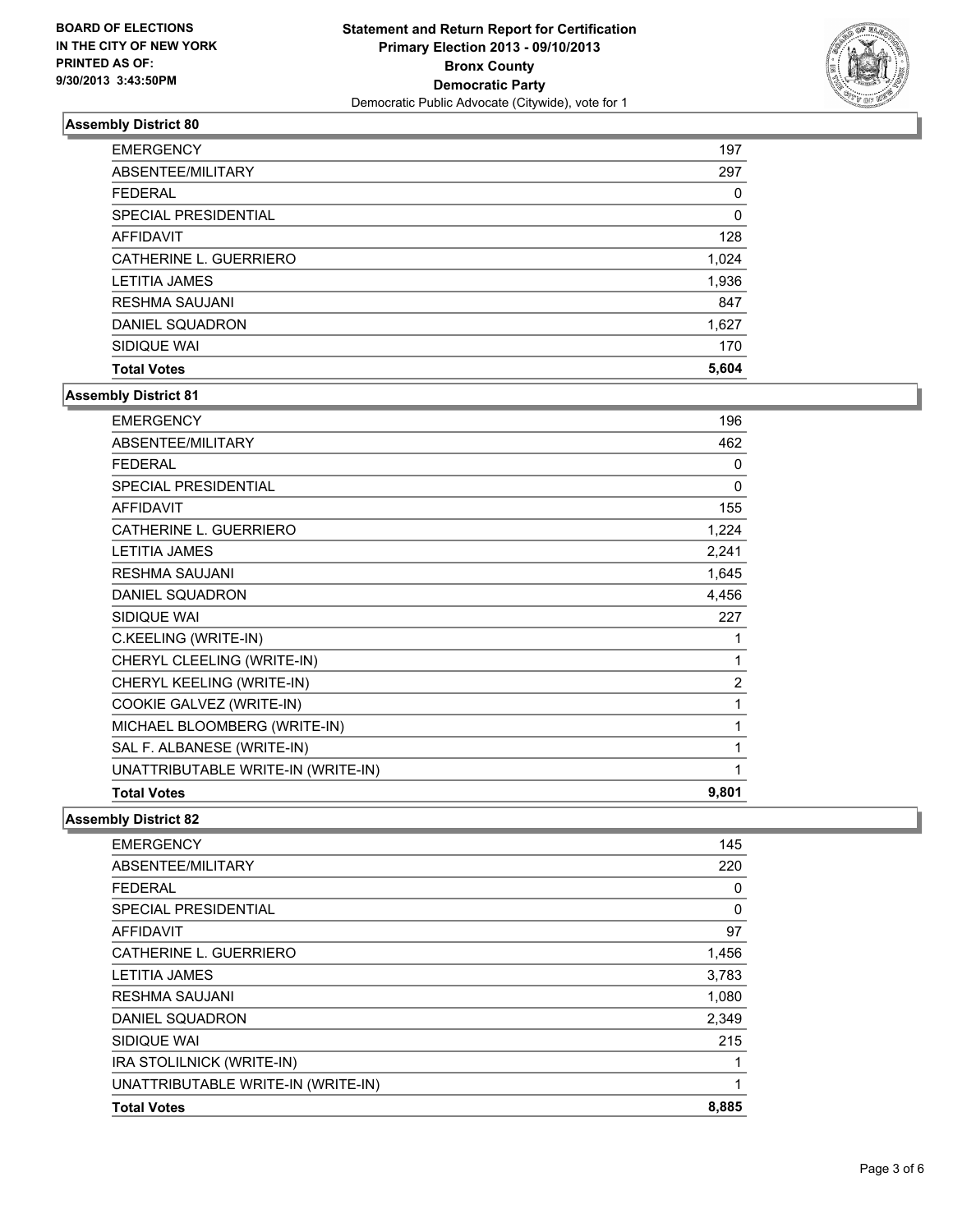BOARD OF ELECTIONS
IN THE CITY OF NEW YORK
PRINTED AS OF:
9/30/2013 3:43:50PM

**Statement and Return Report for Certification**
**Primary Election 2013 - 09/10/2013**
**Bronx County**
**Democratic Party**
Democratic Public Advocate (Citywide), vote for 1

### Assembly District 80

| | |
|---|---|
| EMERGENCY | 197 |
| ABSENTEE/MILITARY | 297 |
| FEDERAL | 0 |
| SPECIAL PRESIDENTIAL | 0 |
| AFFIDAVIT | 128 |
| CATHERINE L. GUERRIERO | 1,024 |
| LETITIA JAMES | 1,936 |
| RESHMA SAUJANI | 847 |
| DANIEL SQUADRON | 1,627 |
| SIDIQUE WAI | 170 |
| **Total Votes** | **5,604** |

### Assembly District 81

| | |
|---|---|
| EMERGENCY | 196 |
| ABSENTEE/MILITARY | 462 |
| FEDERAL | 0 |
| SPECIAL PRESIDENTIAL | 0 |
| AFFIDAVIT | 155 |
| CATHERINE L. GUERRIERO | 1,224 |
| LETITIA JAMES | 2,241 |
| RESHMA SAUJANI | 1,645 |
| DANIEL SQUADRON | 4,456 |
| SIDIQUE WAI | 227 |
| C.KEELING (WRITE-IN) | 1 |
| CHERYL CLEELING (WRITE-IN) | 1 |
| CHERYL KEELING (WRITE-IN) | 2 |
| COOKIE GALVEZ (WRITE-IN) | 1 |
| MICHAEL BLOOMBERG (WRITE-IN) | 1 |
| SAL F. ALBANESE (WRITE-IN) | 1 |
| UNATTRIBUTABLE WRITE-IN (WRITE-IN) | 1 |
| **Total Votes** | **9,801** |

### Assembly District 82

| | |
|---|---|
| EMERGENCY | 145 |
| ABSENTEE/MILITARY | 220 |
| FEDERAL | 0 |
| SPECIAL PRESIDENTIAL | 0 |
| AFFIDAVIT | 97 |
| CATHERINE L. GUERRIERO | 1,456 |
| LETITIA JAMES | 3,783 |
| RESHMA SAUJANI | 1,080 |
| DANIEL SQUADRON | 2,349 |
| SIDIQUE WAI | 215 |
| IRA STOLILNICK (WRITE-IN) | 1 |
| UNATTRIBUTABLE WRITE-IN (WRITE-IN) | 1 |
| **Total Votes** | **8,885** |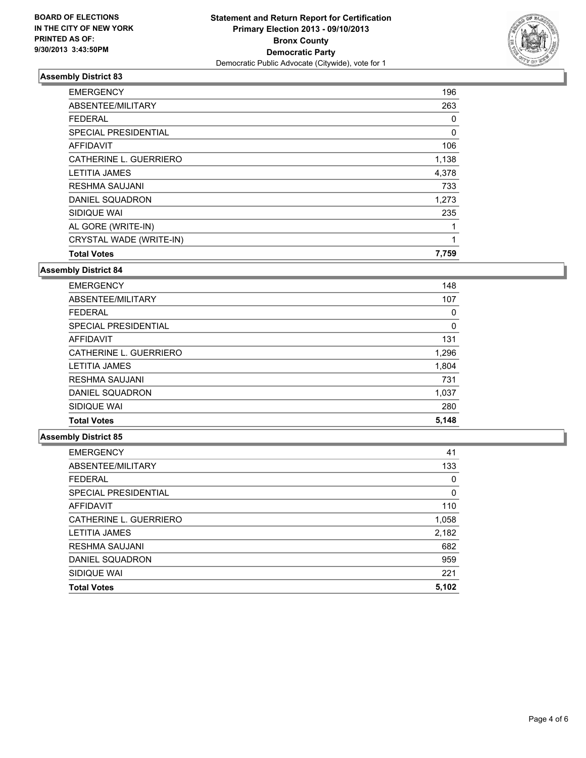BOARD OF ELECTIONS
IN THE CITY OF NEW YORK
PRINTED AS OF:
9/30/2013 3:43:50PM

**Statement and Return Report for Certification**
**Primary Election 2013 - 09/10/2013**
**Bronx County**
**Democratic Party**
Democratic Public Advocate (Citywide), vote for 1

### Assembly District 83

| | |
|---|---|
| EMERGENCY | 196 |
| ABSENTEE/MILITARY | 263 |
| FEDERAL | 0 |
| SPECIAL PRESIDENTIAL | 0 |
| AFFIDAVIT | 106 |
| CATHERINE L. GUERRIERO | 1,138 |
| LETITIA JAMES | 4,378 |
| RESHMA SAUJANI | 733 |
| DANIEL SQUADRON | 1,273 |
| SIDIQUE WAI | 235 |
| AL GORE (WRITE-IN) | 1 |
| CRYSTAL WADE (WRITE-IN) | 1 |
| **Total Votes** | **7,759** |

### Assembly District 84

| | |
|---|---|
| EMERGENCY | 148 |
| ABSENTEE/MILITARY | 107 |
| FEDERAL | 0 |
| SPECIAL PRESIDENTIAL | 0 |
| AFFIDAVIT | 131 |
| CATHERINE L. GUERRIERO | 1,296 |
| LETITIA JAMES | 1,804 |
| RESHMA SAUJANI | 731 |
| DANIEL SQUADRON | 1,037 |
| SIDIQUE WAI | 280 |
| **Total Votes** | **5,148** |

### Assembly District 85

| | |
|---|---|
| EMERGENCY | 41 |
| ABSENTEE/MILITARY | 133 |
| FEDERAL | 0 |
| SPECIAL PRESIDENTIAL | 0 |
| AFFIDAVIT | 110 |
| CATHERINE L. GUERRIERO | 1,058 |
| LETITIA JAMES | 2,182 |
| RESHMA SAUJANI | 682 |
| DANIEL SQUADRON | 959 |
| SIDIQUE WAI | 221 |
| **Total Votes** | **5,102** |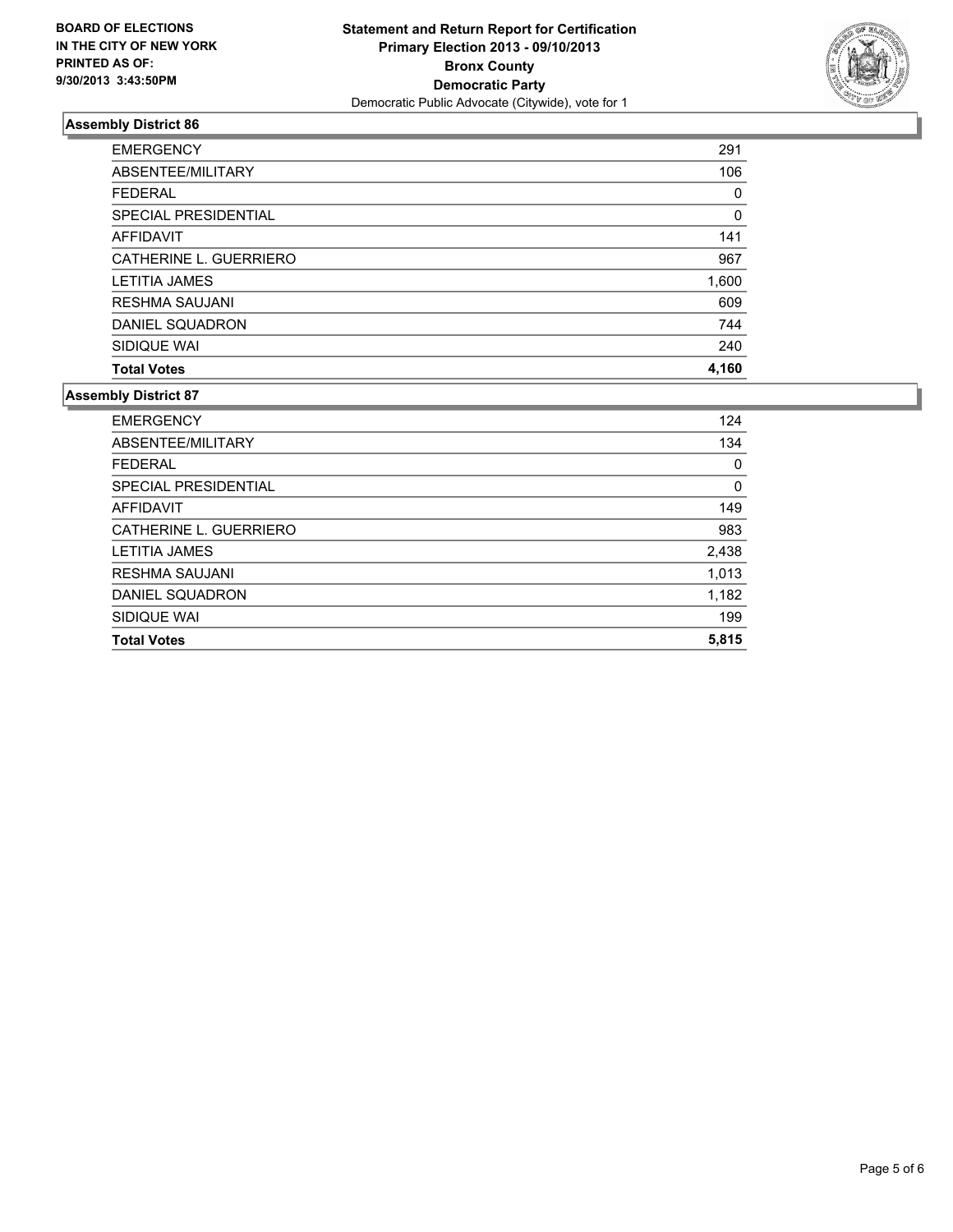**BOARD OF ELECTIONS IN THE CITY OF NEW YORK PRINTED AS OF: 9/30/2013 3:43:50PM**

**Statement and Return Report for Certification**
**Primary Election 2013 - 09/10/2013**
**Bronx County**
**Democratic Party**
Democratic Public Advocate (Citywide), vote for 1

### Assembly District 86

| | |
|---|---|
| EMERGENCY | 291 |
| ABSENTEE/MILITARY | 106 |
| FEDERAL | 0 |
| SPECIAL PRESIDENTIAL | 0 |
| AFFIDAVIT | 141 |
| CATHERINE L. GUERRIERO | 967 |
| LETITIA JAMES | 1,600 |
| RESHMA SAUJANI | 609 |
| DANIEL SQUADRON | 744 |
| SIDIQUE WAI | 240 |
| **Total Votes** | **4,160** |

### Assembly District 87

| | |
|---|---|
| EMERGENCY | 124 |
| ABSENTEE/MILITARY | 134 |
| FEDERAL | 0 |
| SPECIAL PRESIDENTIAL | 0 |
| AFFIDAVIT | 149 |
| CATHERINE L. GUERRIERO | 983 |
| LETITIA JAMES | 2,438 |
| RESHMA SAUJANI | 1,013 |
| DANIEL SQUADRON | 1,182 |
| SIDIQUE WAI | 199 |
| **Total Votes** | **5,815** |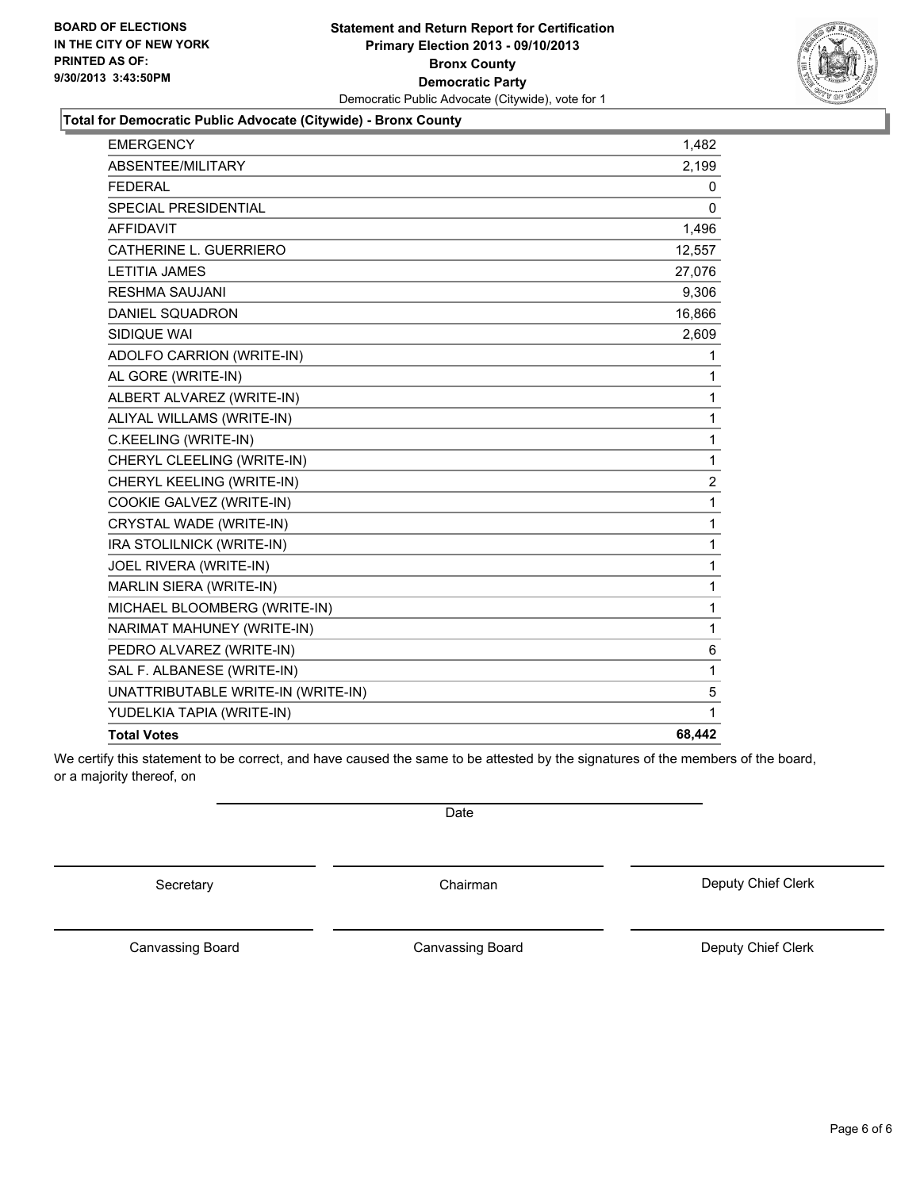**BOARD OF ELECTIONS IN THE CITY OF NEW YORK PRINTED AS OF: 9/30/2013 3:43:50PM**

**Statement and Return Report for Certification**
**Primary Election 2013 - 09/10/2013**
**Bronx County**
**Democratic Party**
Democratic Public Advocate (Citywide), vote for 1

### Total for Democratic Public Advocate (Citywide) - Bronx County

| | |
|---|---|
| EMERGENCY | 1,482 |
| ABSENTEE/MILITARY | 2,199 |
| FEDERAL | 0 |
| SPECIAL PRESIDENTIAL | 0 |
| AFFIDAVIT | 1,496 |
| CATHERINE L. GUERRIERO | 12,557 |
| LETITIA JAMES | 27,076 |
| RESHMA SAUJANI | 9,306 |
| DANIEL SQUADRON | 16,866 |
| SIDIQUE WAI | 2,609 |
| ADOLFO CARRION (WRITE-IN) | 1 |
| AL GORE (WRITE-IN) | 1 |
| ALBERT ALVAREZ (WRITE-IN) | 1 |
| ALIYAL WILLAMS (WRITE-IN) | 1 |
| C.KEELING (WRITE-IN) | 1 |
| CHERYL CLEELING (WRITE-IN) | 1 |
| CHERYL KEELING (WRITE-IN) | 2 |
| COOKIE GALVEZ (WRITE-IN) | 1 |
| CRYSTAL WADE (WRITE-IN) | 1 |
| IRA STOLILNICK (WRITE-IN) | 1 |
| JOEL RIVERA (WRITE-IN) | 1 |
| MARLIN SIERA (WRITE-IN) | 1 |
| MICHAEL BLOOMBERG (WRITE-IN) | 1 |
| NARIMAT MAHUNEY (WRITE-IN) | 1 |
| PEDRO ALVAREZ (WRITE-IN) | 6 |
| SAL F. ALBANESE (WRITE-IN) | 1 |
| UNATTRIBUTABLE WRITE-IN (WRITE-IN) | 5 |
| YUDELKIA TAPIA (WRITE-IN) | 1 |
| **Total Votes** | **68,442** |

We certify this statement to be correct, and have caused the same to be attested by the signatures of the members of the board, or a majority thereof, on

Date

Secretary | Chairman | Deputy Chief Clerk

Canvassing Board | Canvassing Board | Deputy Chief Clerk